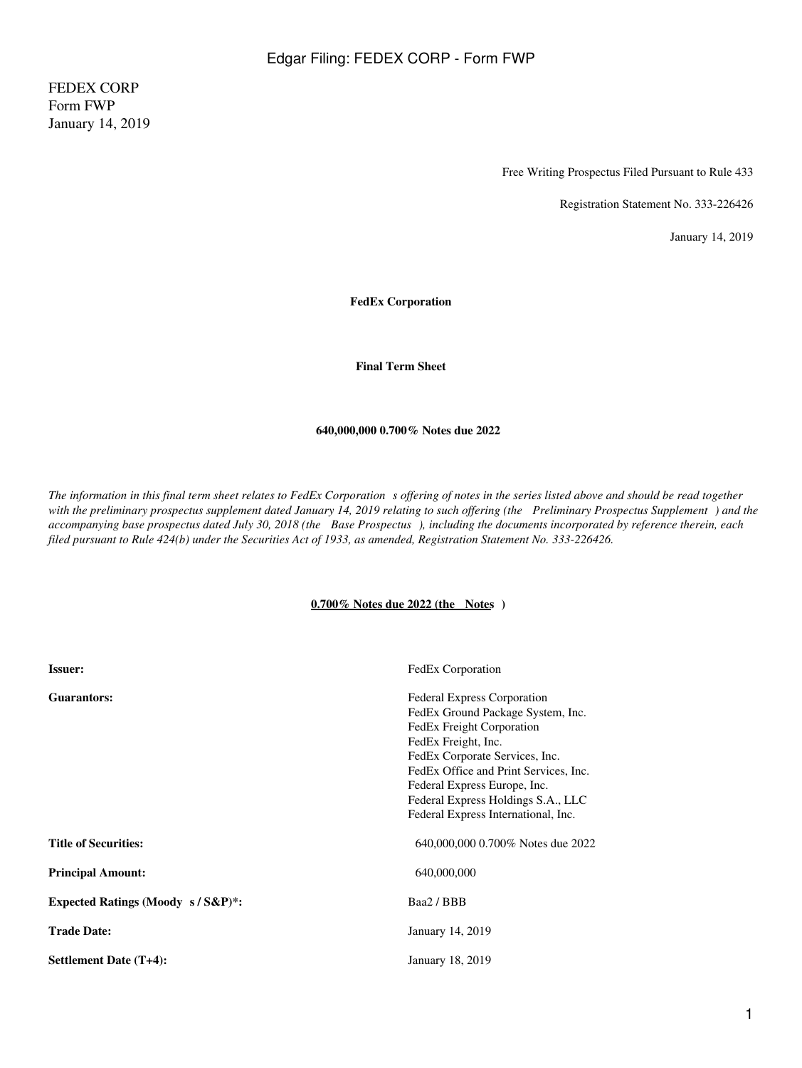FEDEX CORP
Form FWP
January 14, 2019

Free Writing Prospectus Filed Pursuant to Rule 433

Registration Statement No. 333-226426

January 14, 2019

**FedEx Corporation**

**Final Term Sheet**

**640,000,000 0.700% Notes due 2022**

*The information in this final term sheet relates to FedEx Corporation s offering of notes in the series listed above and should be read together with the preliminary prospectus supplement dated January 14, 2019 relating to such offering (the Preliminary Prospectus Supplement ) and the accompanying base prospectus dated July 30, 2018 (the Base Prospectus ), including the documents incorporated by reference therein, each filed pursuant to Rule 424(b) under the Securities Act of 1933, as amended, Registration Statement No. 333-226426.*

**0.700% Notes due 2022 (the Notes )**

| | |
|---|---|
| **Issuer:** | FedEx Corporation |
| **Guarantors:** | Federal Express Corporation<br>FedEx Ground Package System, Inc.<br>FedEx Freight Corporation<br>FedEx Freight, Inc.<br>FedEx Corporate Services, Inc.<br>FedEx Office and Print Services, Inc.<br>Federal Express Europe, Inc.<br>Federal Express Holdings S.A., LLC<br>Federal Express International, Inc. |
| **Title of Securities:** | 640,000,000 0.700% Notes due 2022 |
| **Principal Amount:** | 640,000,000 |
| **Expected Ratings (Moody s / S&P)*:** | Baa2 / BBB |
| **Trade Date:** | January 14, 2019 |
| **Settlement Date (T+4):** | January 18, 2019 |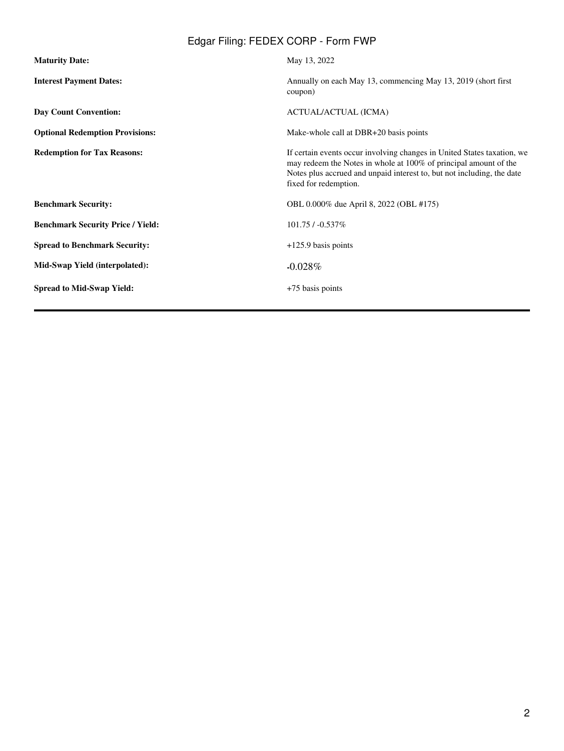| | |
|---|---|
| **Maturity Date:** | May 13, 2022 |
| **Interest Payment Dates:** | Annually on each May 13, commencing May 13, 2019 (short first coupon) |
| **Day Count Convention:** | ACTUAL/ACTUAL (ICMA) |
| **Optional Redemption Provisions:** | Make-whole call at DBR+20 basis points |
| **Redemption for Tax Reasons:** | If certain events occur involving changes in United States taxation, we may redeem the Notes in whole at 100% of principal amount of the Notes plus accrued and unpaid interest to, but not including, the date fixed for redemption. |
| **Benchmark Security:** | OBL 0.000% due April 8, 2022 (OBL #175) |
| **Benchmark Security Price / Yield:** | 101.75 / -0.537% |
| **Spread to Benchmark Security:** | +125.9 basis points |
| **Mid-Swap Yield (interpolated):** | -0.028% |
| **Spread to Mid-Swap Yield:** | +75 basis points |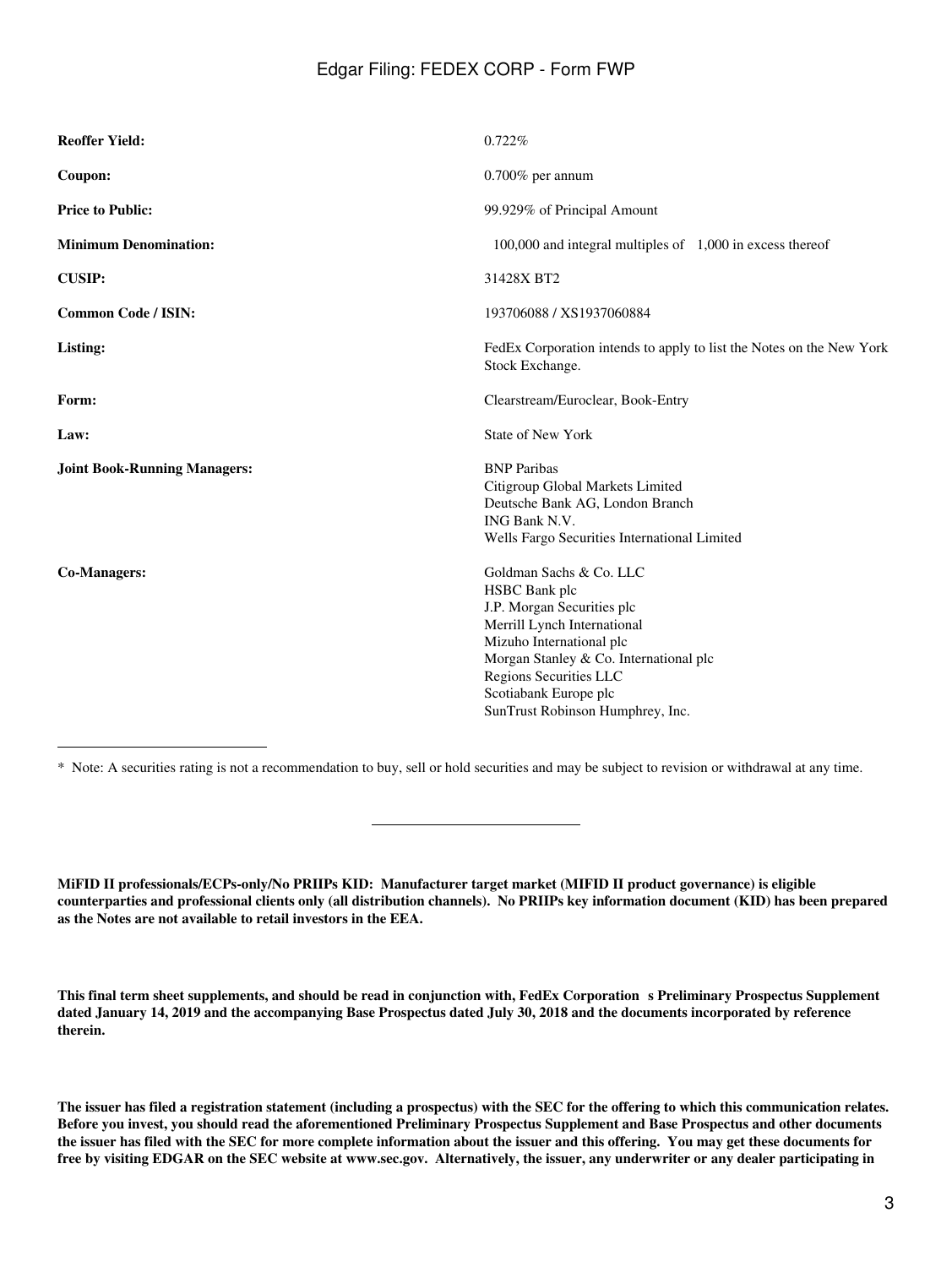| | |
|---|---|
| **Reoffer Yield:** | 0.722% |
| **Coupon:** | 0.700% per annum |
| **Price to Public:** | 99.929% of Principal Amount |
| **Minimum Denomination:** | 100,000 and integral multiples of 1,000 in excess thereof |
| **CUSIP:** | 31428X BT2 |
| **Common Code / ISIN:** | 193706088 / XS1937060884 |
| **Listing:** | FedEx Corporation intends to apply to list the Notes on the New York Stock Exchange. |
| **Form:** | Clearstream/Euroclear, Book-Entry |
| **Law:** | State of New York |
| **Joint Book-Running Managers:** | BNP Paribas<br>Citigroup Global Markets Limited<br>Deutsche Bank AG, London Branch<br>ING Bank N.V.<br>Wells Fargo Securities International Limited |
| **Co-Managers:** | Goldman Sachs & Co. LLC<br>HSBC Bank plc<br>J.P. Morgan Securities plc<br>Merrill Lynch International<br>Mizuho International plc<br>Morgan Stanley & Co. International plc<br>Regions Securities LLC<br>Scotiabank Europe plc<br>SunTrust Robinson Humphrey, Inc. |

---

* Note: A securities rating is not a recommendation to buy, sell or hold securities and may be subject to revision or withdrawal at any time.

---

**MiFID II professionals/ECPs-only/No PRIIPs KID: Manufacturer target market (MIFID II product governance) is eligible counterparties and professional clients only (all distribution channels). No PRIIPs key information document (KID) has been prepared as the Notes are not available to retail investors in the EEA.**

**This final term sheet supplements, and should be read in conjunction with, FedEx Corporation s Preliminary Prospectus Supplement dated January 14, 2019 and the accompanying Base Prospectus dated July 30, 2018 and the documents incorporated by reference therein.**

**The issuer has filed a registration statement (including a prospectus) with the SEC for the offering to which this communication relates. Before you invest, you should read the aforementioned Preliminary Prospectus Supplement and Base Prospectus and other documents the issuer has filed with the SEC for more complete information about the issuer and this offering. You may get these documents for free by visiting EDGAR on the SEC website at www.sec.gov. Alternatively, the issuer, any underwriter or any dealer participating in**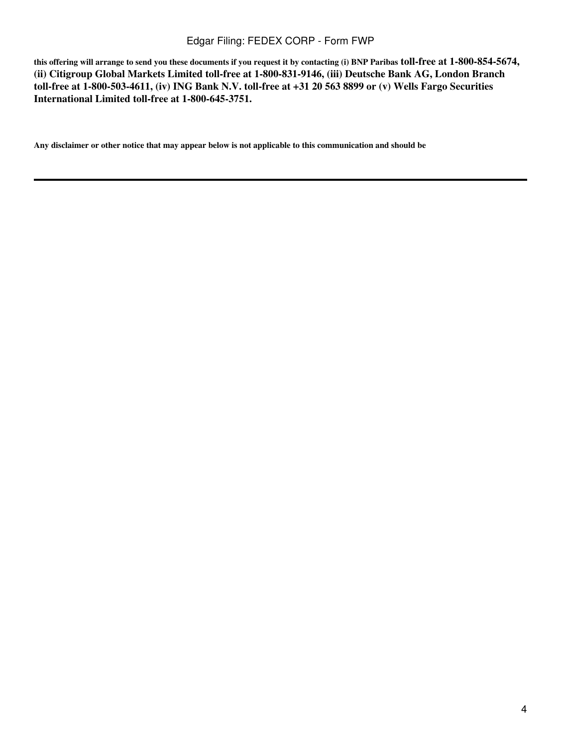**this offering will arrange to send you these documents if you request it by contacting (i) BNP Paribas toll-free at 1-800-854-5674, (ii) Citigroup Global Markets Limited toll-free at 1-800-831-9146, (iii) Deutsche Bank AG, London Branch toll-free at 1-800-503-4611, (iv) ING Bank N.V. toll-free at +31 20 563 8899 or (v) Wells Fargo Securities International Limited toll-free at 1-800-645-3751.**

**Any disclaimer or other notice that may appear below is not applicable to this communication and should be**

---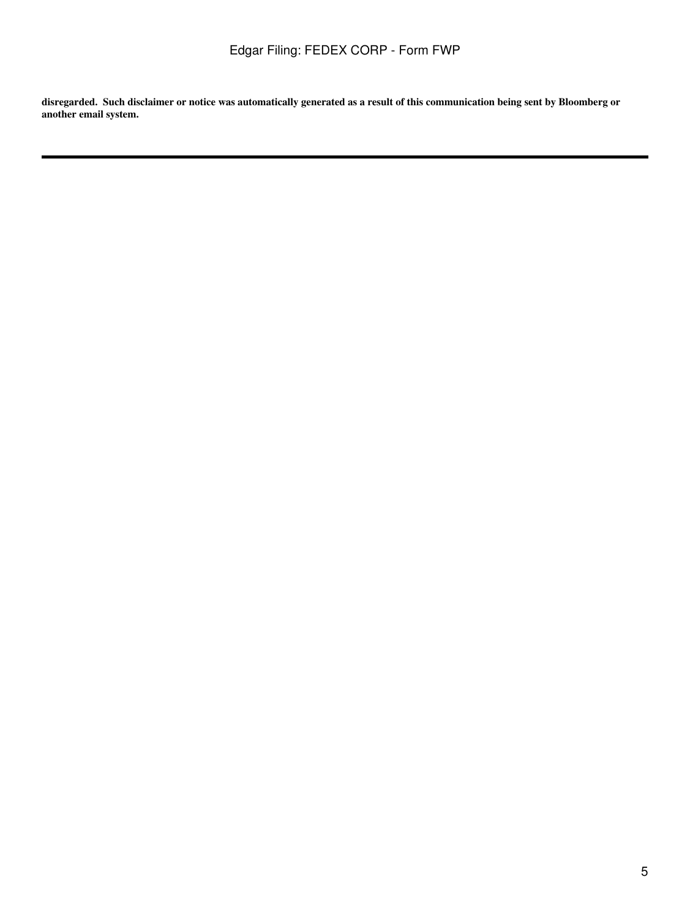**disregarded. Such disclaimer or notice was automatically generated as a result of this communication being sent by Bloomberg or another email system.**

---